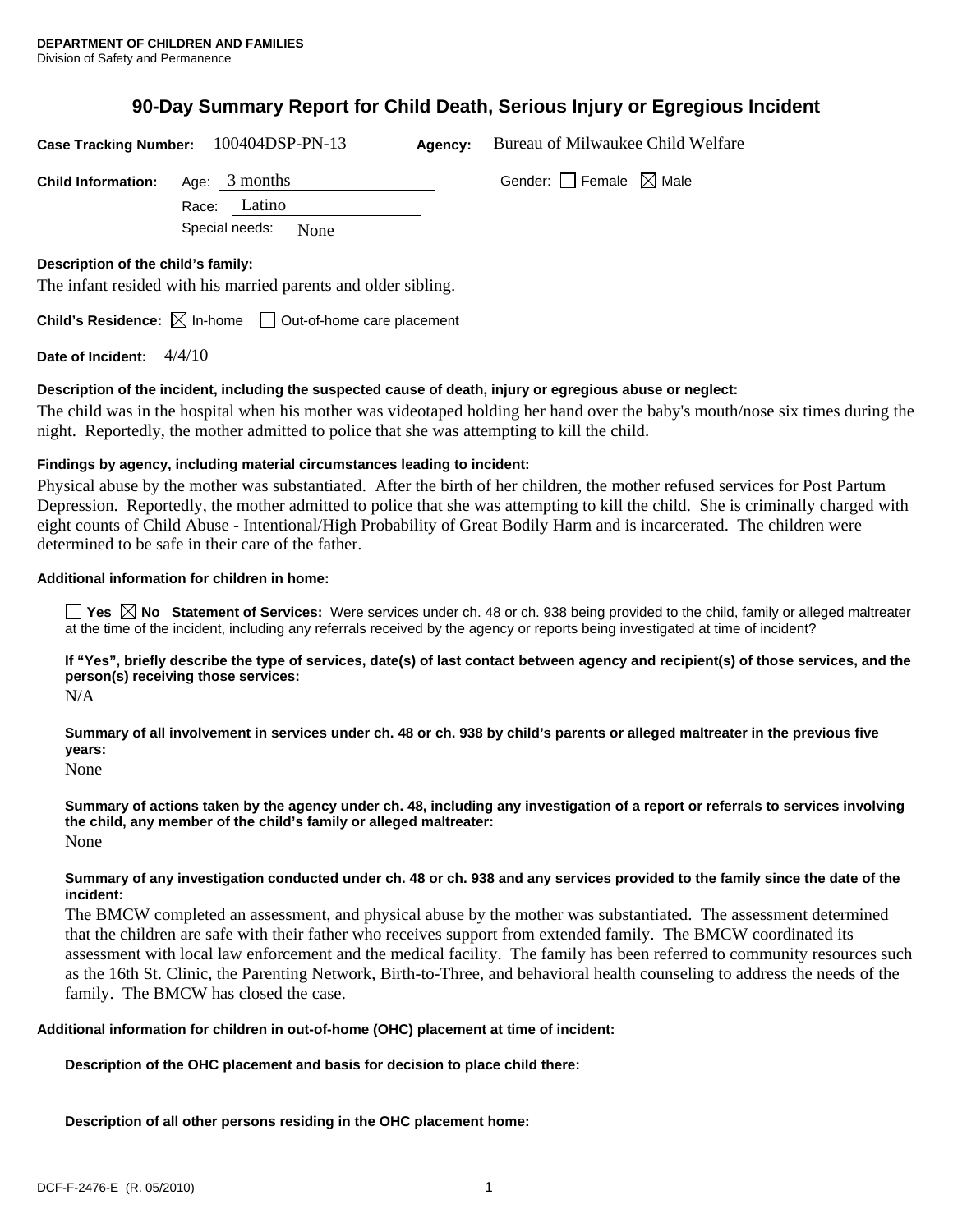**DEPARTMENT OF CHILDREN AND FAMILIES**
Division of Safety and Permanence

# 90-Day Summary Report for Child Death, Serious Injury or Egregious Incident

**Case Tracking Number:** 100404DSP-PN-13 **Agency:** Bureau of Milwaukee Child Welfare

**Child Information:** Age: 3 months Gender: ☐ Female ☒ Male

Race: Latino

Special needs: None

**Description of the child's family:**

The infant resided with his married parents and older sibling.

**Child's Residence:** ☒ In-home ☐ Out-of-home care placement

**Date of Incident:** 4/4/10

**Description of the incident, including the suspected cause of death, injury or egregious abuse or neglect:**

The child was in the hospital when his mother was videotaped holding her hand over the baby's mouth/nose six times during the night. Reportedly, the mother admitted to police that she was attempting to kill the child.

**Findings by agency, including material circumstances leading to incident:**

Physical abuse by the mother was substantiated. After the birth of her children, the mother refused services for Post Partum Depression. Reportedly, the mother admitted to police that she was attempting to kill the child. She is criminally charged with eight counts of Child Abuse - Intentional/High Probability of Great Bodily Harm and is incarcerated. The children were determined to be safe in their care of the father.

**Additional information for children in home:**

☐ **Yes** ☒ **No** **Statement of Services:** Were services under ch. 48 or ch. 938 being provided to the child, family or alleged maltreater at the time of the incident, including any referrals received by the agency or reports being investigated at time of incident?

**If "Yes", briefly describe the type of services, date(s) of last contact between agency and recipient(s) of those services, and the person(s) receiving those services:**

N/A

**Summary of all involvement in services under ch. 48 or ch. 938 by child's parents or alleged maltreater in the previous five years:**

None

**Summary of actions taken by the agency under ch. 48, including any investigation of a report or referrals to services involving the child, any member of the child's family or alleged maltreater:**

None

**Summary of any investigation conducted under ch. 48 or ch. 938 and any services provided to the family since the date of the incident:**

The BMCW completed an assessment, and physical abuse by the mother was substantiated. The assessment determined that the children are safe with their father who receives support from extended family. The BMCW coordinated its assessment with local law enforcement and the medical facility. The family has been referred to community resources such as the 16th St. Clinic, the Parenting Network, Birth-to-Three, and behavioral health counseling to address the needs of the family. The BMCW has closed the case.

**Additional information for children in out-of-home (OHC) placement at time of incident:**

**Description of the OHC placement and basis for decision to place child there:**

**Description of all other persons residing in the OHC placement home:**

DCF-F-2476-E (R. 05/2010)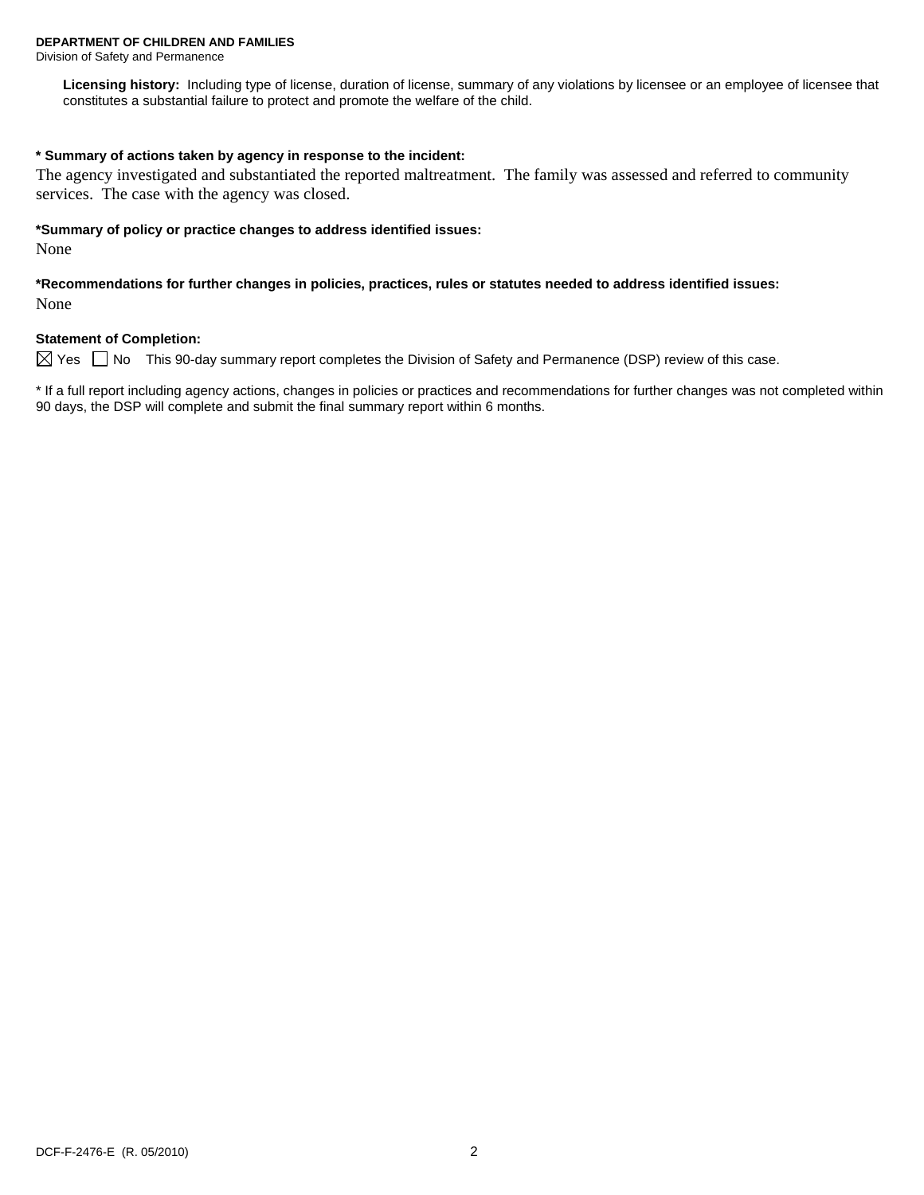**Licensing history:** Including type of license, duration of license, summary of any violations by licensee or an employee of licensee that constitutes a substantial failure to protect and promote the welfare of the child.

**\* Summary of actions taken by agency in response to the incident:**

The agency investigated and substantiated the reported maltreatment. The family was assessed and referred to community services. The case with the agency was closed.

**\*Summary of policy or practice changes to address identified issues:**

None

**\*Recommendations for further changes in policies, practices, rules or statutes needed to address identified issues:**

None

**Statement of Completion:**

☒ Yes ☐ No This 90-day summary report completes the Division of Safety and Permanence (DSP) review of this case.

\* If a full report including agency actions, changes in policies or practices and recommendations for further changes was not completed within 90 days, the DSP will complete and submit the final summary report within 6 months.